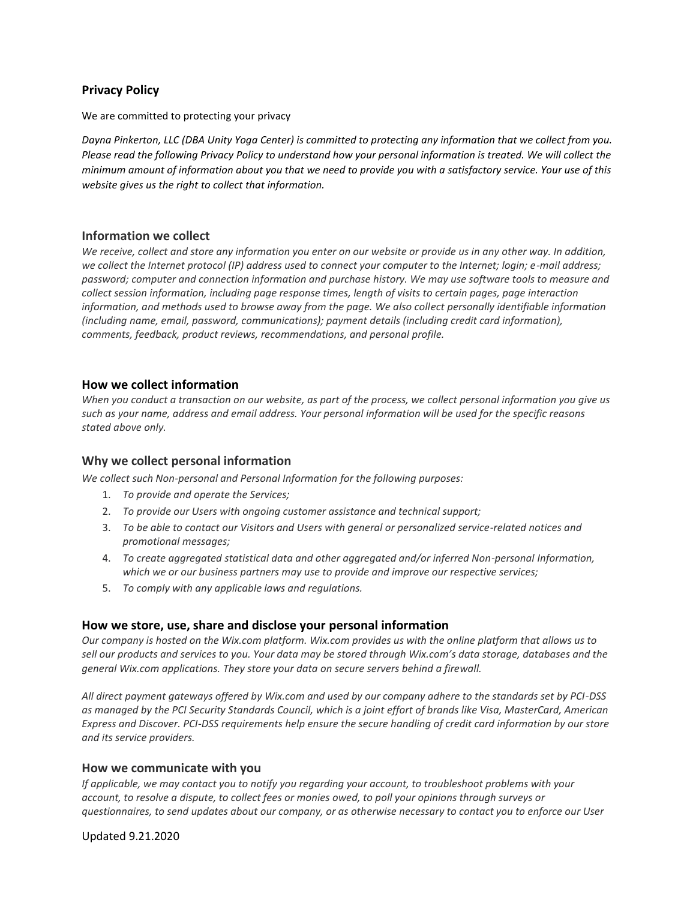## Privacy Policy

We are committed to protecting your privacy

*Dayna Pinkerton, LLC (DBA Unity Yoga Center) is committed to protecting any information that we collect from you. Please read the following Privacy Policy to understand how your personal information is treated. We will collect the minimum amount of information about you that we need to provide you with a satisfactory service. Your use of this website gives us the right to collect that information.*

### Information we collect

*We receive, collect and store any information you enter on our website or provide us in any other way. In addition, we collect the Internet protocol (IP) address used to connect your computer to the Internet; login; e-mail address; password; computer and connection information and purchase history. We may use software tools to measure and collect session information, including page response times, length of visits to certain pages, page interaction information, and methods used to browse away from the page. We also collect personally identifiable information (including name, email, password, communications); payment details (including credit card information), comments, feedback, product reviews, recommendations, and personal profile.*

### How we collect information

*When you conduct a transaction on our website, as part of the process, we collect personal information you give us such as your name, address and email address. Your personal information will be used for the specific reasons stated above only.*

### Why we collect personal information

*We collect such Non-personal and Personal Information for the following purposes:*

1. *To provide and operate the Services;*
2. *To provide our Users with ongoing customer assistance and technical support;*
3. *To be able to contact our Visitors and Users with general or personalized service-related notices and promotional messages;*
4. *To create aggregated statistical data and other aggregated and/or inferred Non-personal Information, which we or our business partners may use to provide and improve our respective services;*
5. *To comply with any applicable laws and regulations.*

### How we store, use, share and disclose your personal information

*Our company is hosted on the Wix.com platform. Wix.com provides us with the online platform that allows us to sell our products and services to you. Your data may be stored through Wix.com's data storage, databases and the general Wix.com applications. They store your data on secure servers behind a firewall.*

*All direct payment gateways offered by Wix.com and used by our company adhere to the standards set by PCI-DSS as managed by the PCI Security Standards Council, which is a joint effort of brands like Visa, MasterCard, American Express and Discover. PCI-DSS requirements help ensure the secure handling of credit card information by our store and its service providers.*

### How we communicate with you

*If applicable, we may contact you to notify you regarding your account, to troubleshoot problems with your account, to resolve a dispute, to collect fees or monies owed, to poll your opinions through surveys or questionnaires, to send updates about our company, or as otherwise necessary to contact you to enforce our User*

Updated 9.21.2020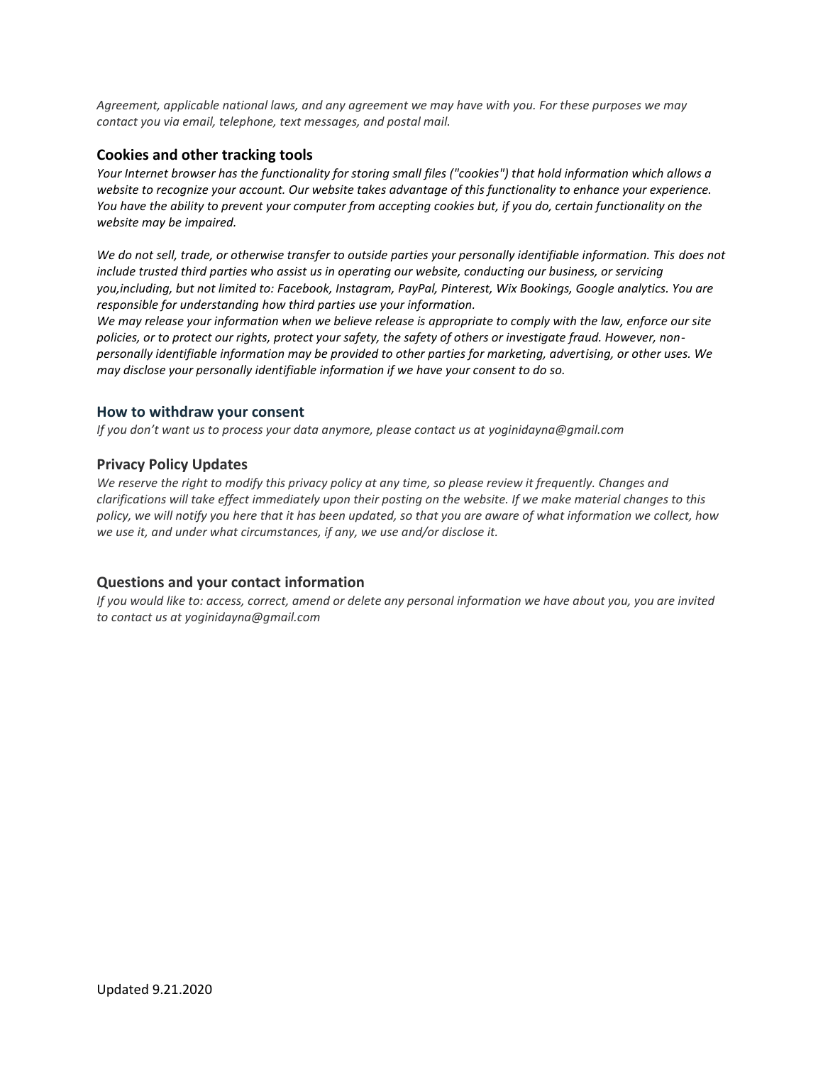*Agreement, applicable national laws, and any agreement we may have with you. For these purposes we may contact you via email, telephone, text messages, and postal mail.*

## Cookies and other tracking tools

*Your Internet browser has the functionality for storing small files ("cookies") that hold information which allows a website to recognize your account. Our website takes advantage of this functionality to enhance your experience. You have the ability to prevent your computer from accepting cookies but, if you do, certain functionality on the website may be impaired.*

*We do not sell, trade, or otherwise transfer to outside parties your personally identifiable information. This does not include trusted third parties who assist us in operating our website, conducting our business, or servicing you,including, but not limited to: Facebook, Instagram, PayPal, Pinterest, Wix Bookings, Google analytics. You are responsible for understanding how third parties use your information.*
*We may release your information when we believe release is appropriate to comply with the law, enforce our site policies, or to protect our rights, protect your safety, the safety of others or investigate fraud. However, non-personally identifiable information may be provided to other parties for marketing, advertising, or other uses. We may disclose your personally identifiable information if we have your consent to do so.*

## How to withdraw your consent

*If you don't want us to process your data anymore, please contact us at yoginidayna@gmail.com*

## Privacy Policy Updates

*We reserve the right to modify this privacy policy at any time, so please review it frequently. Changes and clarifications will take effect immediately upon their posting on the website. If we make material changes to this policy, we will notify you here that it has been updated, so that you are aware of what information we collect, how we use it, and under what circumstances, if any, we use and/or disclose it.*

## Questions and your contact information

*If you would like to: access, correct, amend or delete any personal information we have about you, you are invited to contact us at yoginidayna@gmail.com*

Updated 9.21.2020